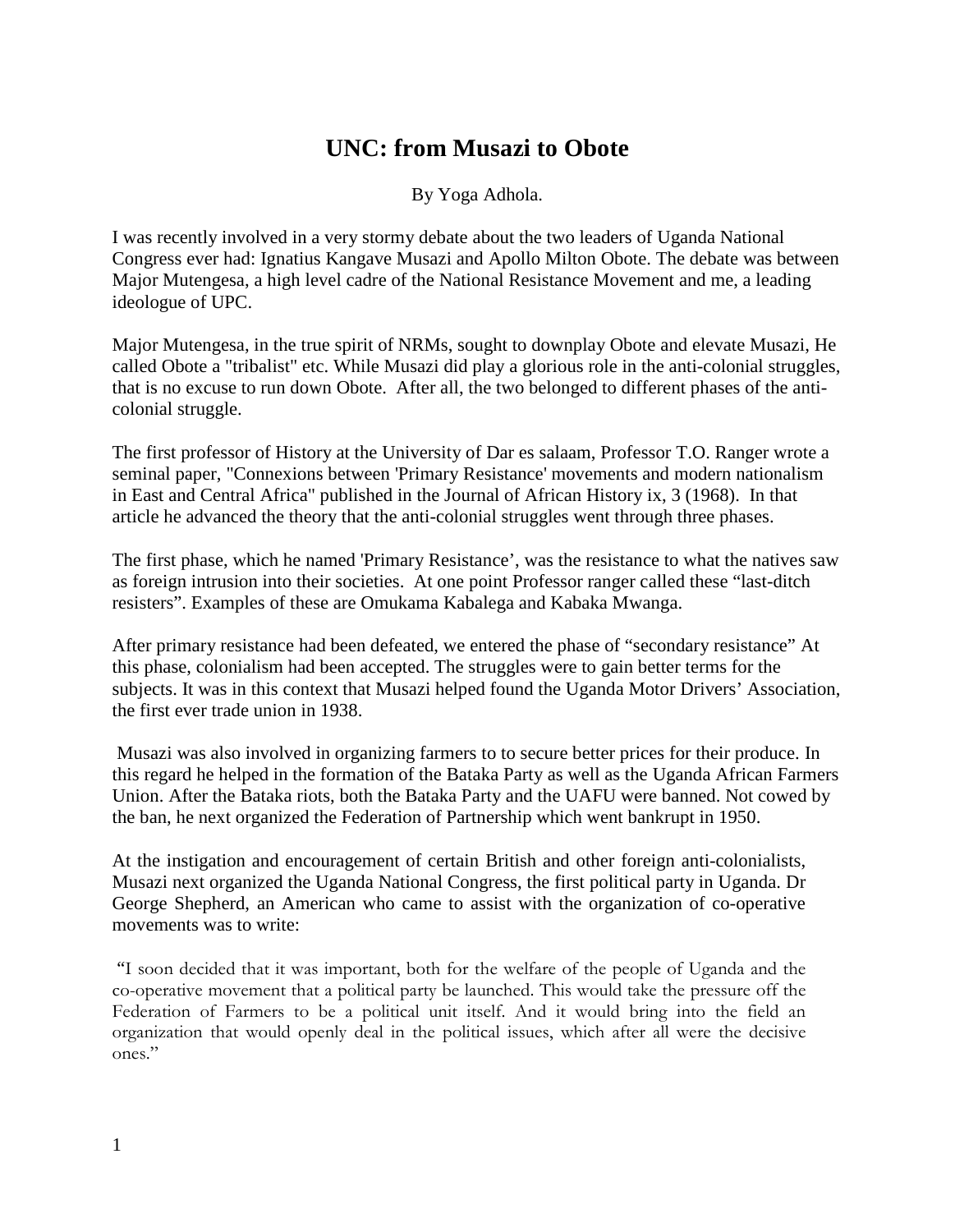# UNC: from Musazi to Obote

By Yoga Adhola.

I was recently involved in a very stormy debate about the two leaders of Uganda National Congress ever had: Ignatius Kangave Musazi and Apollo Milton Obote. The debate was between Major Mutengesa, a high level cadre of the National Resistance Movement and me, a leading ideologue of UPC.

Major Mutengesa, in the true spirit of NRMs, sought to downplay Obote and elevate Musazi, He called Obote a "tribalist" etc. While Musazi did play a glorious role in the anti-colonial struggles, that is no excuse to run down Obote. After all, the two belonged to different phases of the anti-colonial struggle.

The first professor of History at the University of Dar es salaam, Professor T.O. Ranger wrote a seminal paper, "Connexions between 'Primary Resistance' movements and modern nationalism in East and Central Africa" published in the Journal of African History ix, 3 (1968). In that article he advanced the theory that the anti-colonial struggles went through three phases.

The first phase, which he named 'Primary Resistance', was the resistance to what the natives saw as foreign intrusion into their societies. At one point Professor ranger called these "last-ditch resisters". Examples of these are Omukama Kabalega and Kabaka Mwanga.

After primary resistance had been defeated, we entered the phase of "secondary resistance" At this phase, colonialism had been accepted. The struggles were to gain better terms for the subjects. It was in this context that Musazi helped found the Uganda Motor Drivers' Association, the first ever trade union in 1938.

Musazi was also involved in organizing farmers to to secure better prices for their produce. In this regard he helped in the formation of the Bataka Party as well as the Uganda African Farmers Union. After the Bataka riots, both the Bataka Party and the UAFU were banned. Not cowed by the ban, he next organized the Federation of Partnership which went bankrupt in 1950.

At the instigation and encouragement of certain British and other foreign anti-colonialists, Musazi next organized the Uganda National Congress, the first political party in Uganda. Dr George Shepherd, an American who came to assist with the organization of co-operative movements was to write:

> "I soon decided that it was important, both for the welfare of the people of Uganda and the co-operative movement that a political party be launched. This would take the pressure off the Federation of Farmers to be a political unit itself. And it would bring into the field an organization that would openly deal in the political issues, which after all were the decisive ones."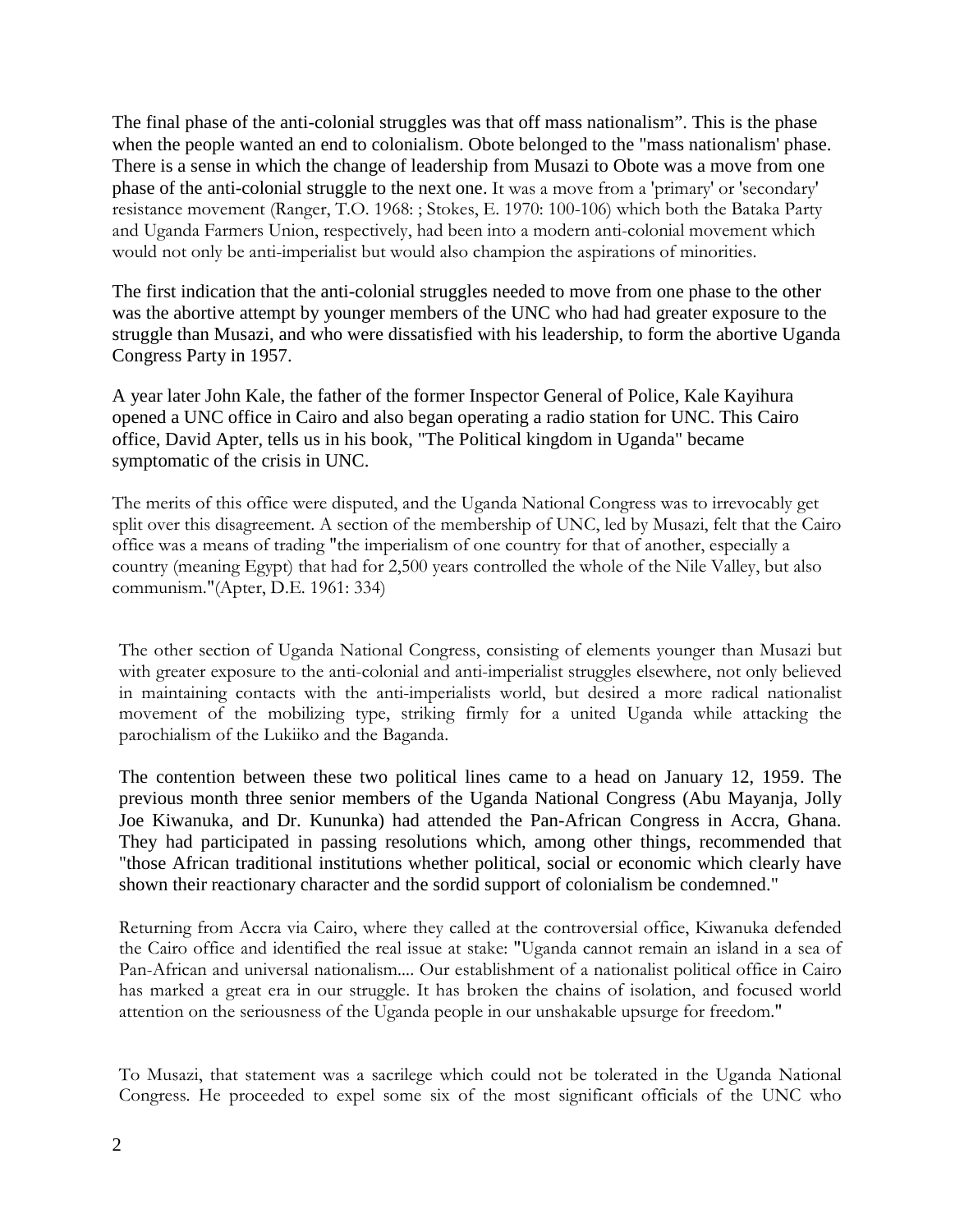The final phase of the anti-colonial struggles was that off mass nationalism". This is the phase when the people wanted an end to colonialism. Obote belonged to the "mass nationalism' phase. There is a sense in which the change of leadership from Musazi to Obote was a move from one phase of the anti-colonial struggle to the next one. It was a move from a 'primary' or 'secondary' resistance movement (Ranger, T.O. 1968: ; Stokes, E. 1970: 100-106) which both the Bataka Party and Uganda Farmers Union, respectively, had been into a modern anti-colonial movement which would not only be anti-imperialist but would also champion the aspirations of minorities.

The first indication that the anti-colonial struggles needed to move from one phase to the other was the abortive attempt by younger members of the UNC who had had greater exposure to the struggle than Musazi, and who were dissatisfied with his leadership, to form the abortive Uganda Congress Party in 1957.

A year later John Kale, the father of the former Inspector General of Police, Kale Kayihura opened a UNC office in Cairo and also began operating a radio station for UNC. This Cairo office, David Apter, tells us in his book, "The Political kingdom in Uganda" became symptomatic of the crisis in UNC.

The merits of this office were disputed, and the Uganda National Congress was to irrevocably get split over this disagreement. A section of the membership of UNC, led by Musazi, felt that the Cairo office was a means of trading "the imperialism of one country for that of another, especially a country (meaning Egypt) that had for 2,500 years controlled the whole of the Nile Valley, but also communism."(Apter, D.E. 1961: 334)

The other section of Uganda National Congress, consisting of elements younger than Musazi but with greater exposure to the anti-colonial and anti-imperialist struggles elsewhere, not only believed in maintaining contacts with the anti-imperialists world, but desired a more radical nationalist movement of the mobilizing type, striking firmly for a united Uganda while attacking the parochialism of the Lukiiko and the Baganda.

The contention between these two political lines came to a head on January 12, 1959. The previous month three senior members of the Uganda National Congress (Abu Mayanja, Jolly Joe Kiwanuka, and Dr. Kununka) had attended the Pan-African Congress in Accra, Ghana. They had participated in passing resolutions which, among other things, recommended that "those African traditional institutions whether political, social or economic which clearly have shown their reactionary character and the sordid support of colonialism be condemned."

Returning from Accra via Cairo, where they called at the controversial office, Kiwanuka defended the Cairo office and identified the real issue at stake: "Uganda cannot remain an island in a sea of Pan-African and universal nationalism.... Our establishment of a nationalist political office in Cairo has marked a great era in our struggle. It has broken the chains of isolation, and focused world attention on the seriousness of the Uganda people in our unshakable upsurge for freedom."

To Musazi, that statement was a sacrilege which could not be tolerated in the Uganda National Congress. He proceeded to expel some six of the most significant officials of the UNC who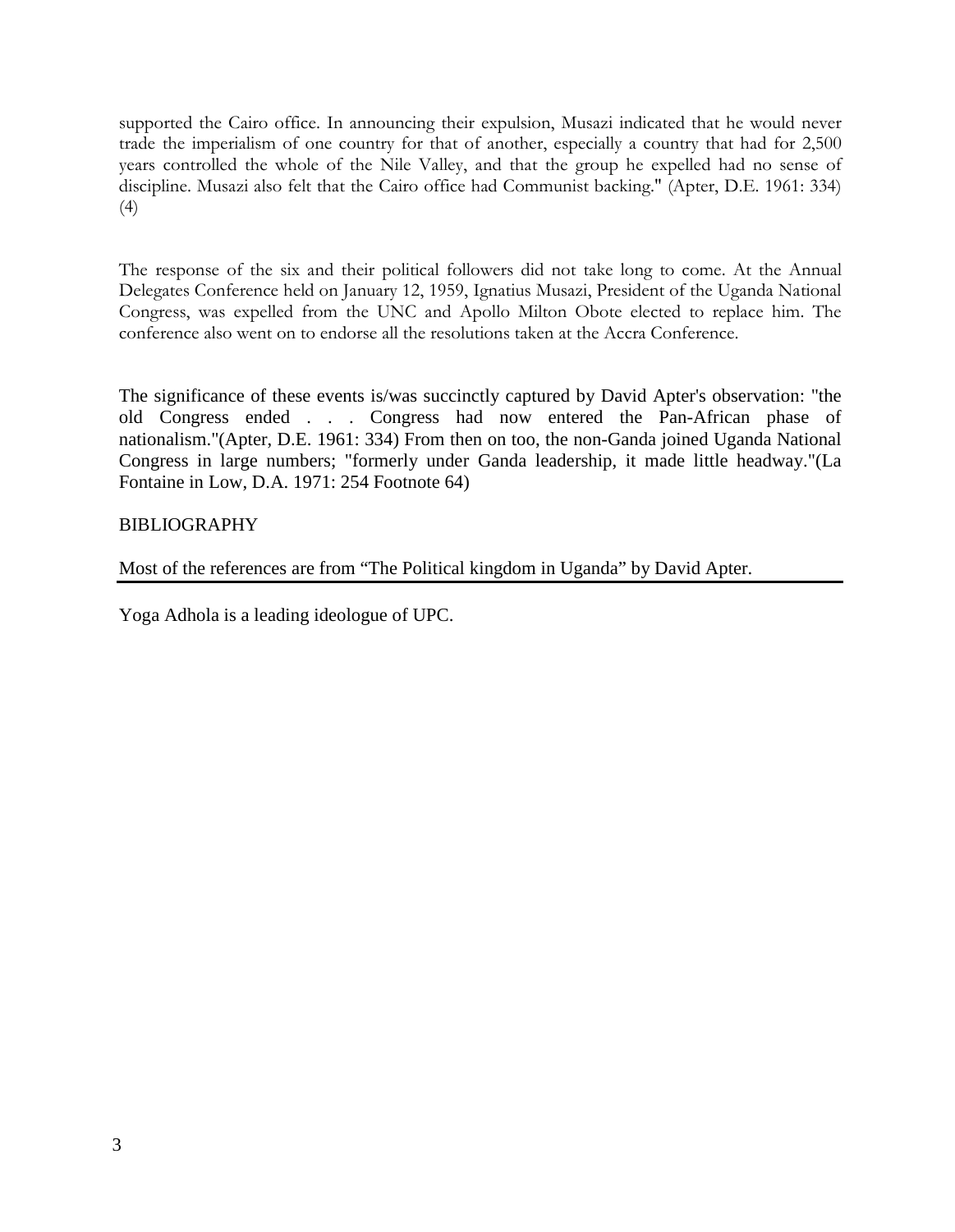supported the Cairo office. In announcing their expulsion, Musazi indicated that he would never trade the imperialism of one country for that of another, especially a country that had for 2,500 years controlled the whole of the Nile Valley, and that the group he expelled had no sense of discipline. Musazi also felt that the Cairo office had Communist backing." (Apter, D.E. 1961: 334) (4)

The response of the six and their political followers did not take long to come. At the Annual Delegates Conference held on January 12, 1959, Ignatius Musazi, President of the Uganda National Congress, was expelled from the UNC and Apollo Milton Obote elected to replace him. The conference also went on to endorse all the resolutions taken at the Accra Conference.

The significance of these events is/was succinctly captured by David Apter's observation: "the old Congress ended . . . Congress had now entered the Pan-African phase of nationalism."(Apter, D.E. 1961: 334) From then on too, the non-Ganda joined Uganda National Congress in large numbers; "formerly under Ganda leadership, it made little headway."(La Fontaine in Low, D.A. 1971: 254 Footnote 64)

BIBLIOGRAPHY

Most of the references are from "The Political kingdom in Uganda" by David Apter.

---

Yoga Adhola is a leading ideologue of UPC.